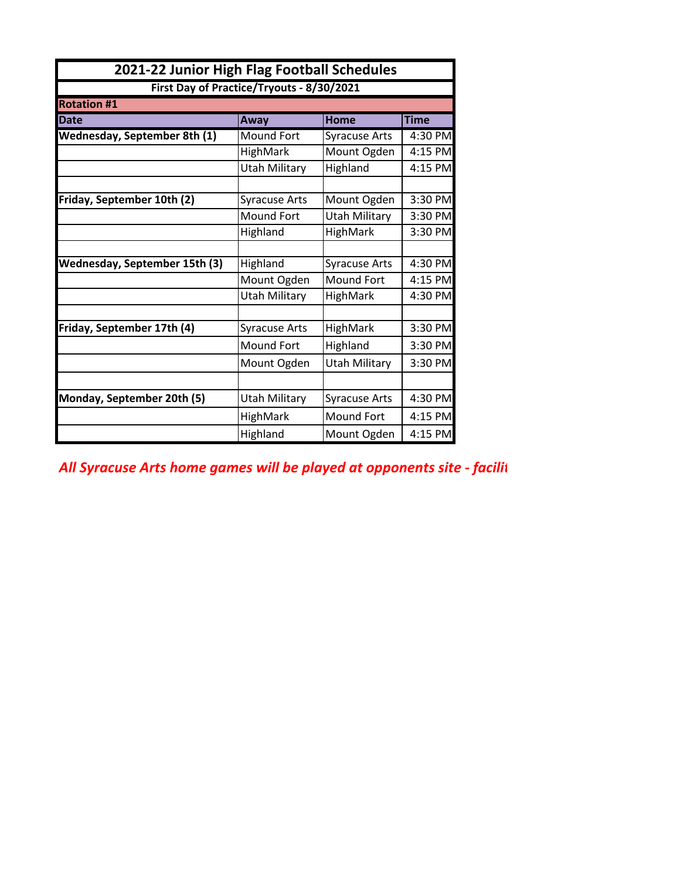# 2021-22 Junior High Flag Football Schedules

**First Day of Practice/Tryouts - 8/30/2021**

**Rotation #1**

| Date | Away | Home | Time |
|---|---|---|---|
| **Wednesday, September 8th (1)** | Mound Fort | Syracuse Arts | 4:30 PM |
| | HighMark | Mount Ogden | 4:15 PM |
| | Utah Military | Highland | 4:15 PM |
| | | | |
| **Friday, September 10th (2)** | Syracuse Arts | Mount Ogden | 3:30 PM |
| | Mound Fort | Utah Military | 3:30 PM |
| | Highland | HighMark | 3:30 PM |
| | | | |
| **Wednesday, September 15th (3)** | Highland | Syracuse Arts | 4:30 PM |
| | Mount Ogden | Mound Fort | 4:15 PM |
| | Utah Military | HighMark | 4:30 PM |
| | | | |
| **Friday, September 17th (4)** | Syracuse Arts | HighMark | 3:30 PM |
| | Mound Fort | Highland | 3:30 PM |
| | Mount Ogden | Utah Military | 3:30 PM |
| | | | |
| **Monday, September 20th (5)** | Utah Military | Syracuse Arts | 4:30 PM |
| | HighMark | Mound Fort | 4:15 PM |
| | Highland | Mount Ogden | 4:15 PM |

***All Syracuse Arts home games will be played at opponents site - facili***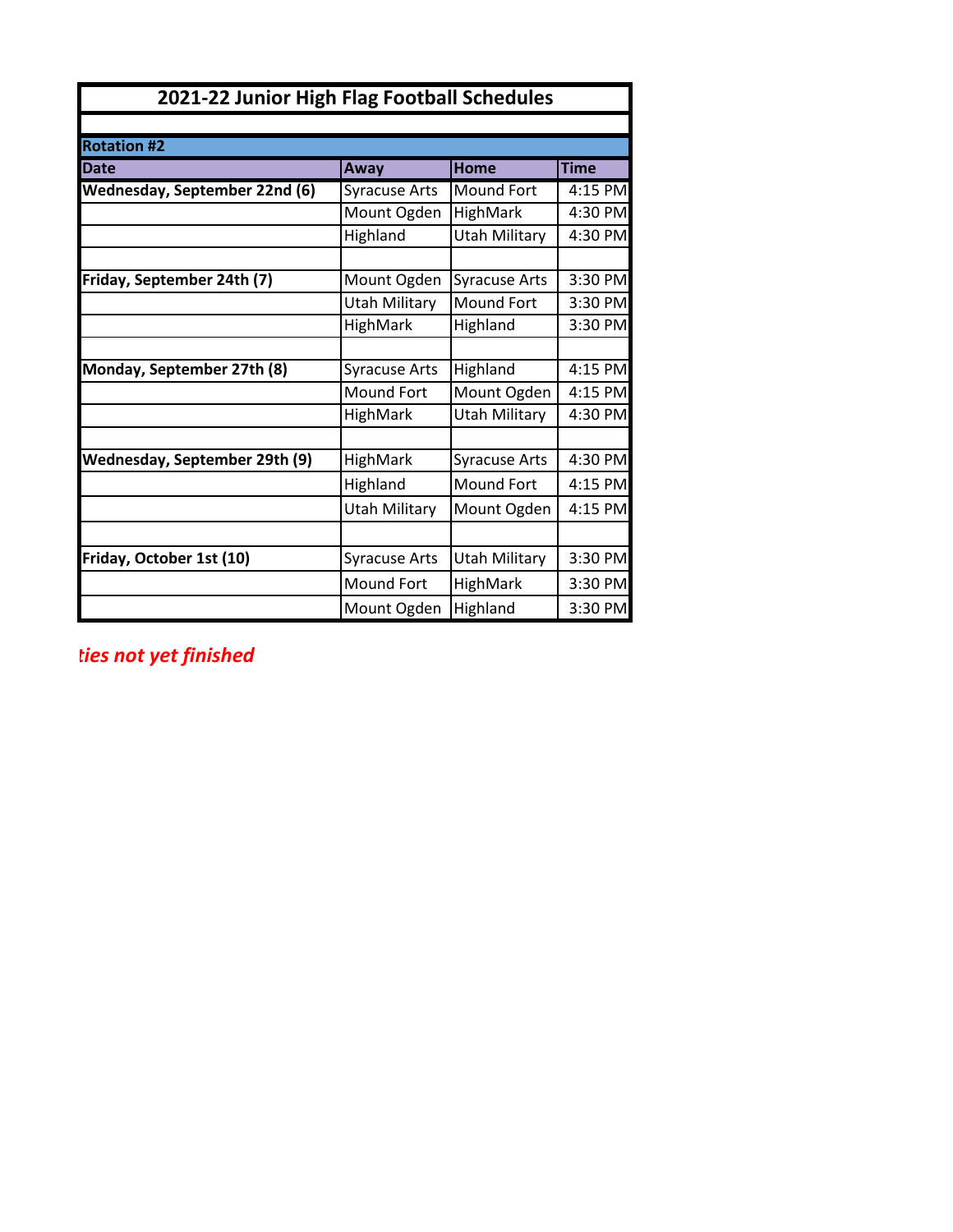| 2021-22 Junior High Flag Football Schedules | | | |
|---|---|---|---|
| **Rotation #2** | | | |
| **Date** | **Away** | **Home** | **Time** |
| **Wednesday, September 22nd (6)** | Syracuse Arts | Mound Fort | 4:15 PM |
| | Mount Ogden | HighMark | 4:30 PM |
| | Highland | Utah Military | 4:30 PM |
| | | | |
| **Friday, September 24th (7)** | Mount Ogden | Syracuse Arts | 3:30 PM |
| | Utah Military | Mound Fort | 3:30 PM |
| | HighMark | Highland | 3:30 PM |
| | | | |
| **Monday, September 27th (8)** | Syracuse Arts | Highland | 4:15 PM |
| | Mound Fort | Mount Ogden | 4:15 PM |
| | HighMark | Utah Military | 4:30 PM |
| | | | |
| **Wednesday, September 29th (9)** | HighMark | Syracuse Arts | 4:30 PM |
| | Highland | Mound Fort | 4:15 PM |
| | Utah Military | Mount Ogden | 4:15 PM |
| | | | |
| **Friday, October 1st (10)** | Syracuse Arts | Utah Military | 3:30 PM |
| | Mound Fort | HighMark | 3:30 PM |
| | Mount Ogden | Highland | 3:30 PM |

***ties not yet finished***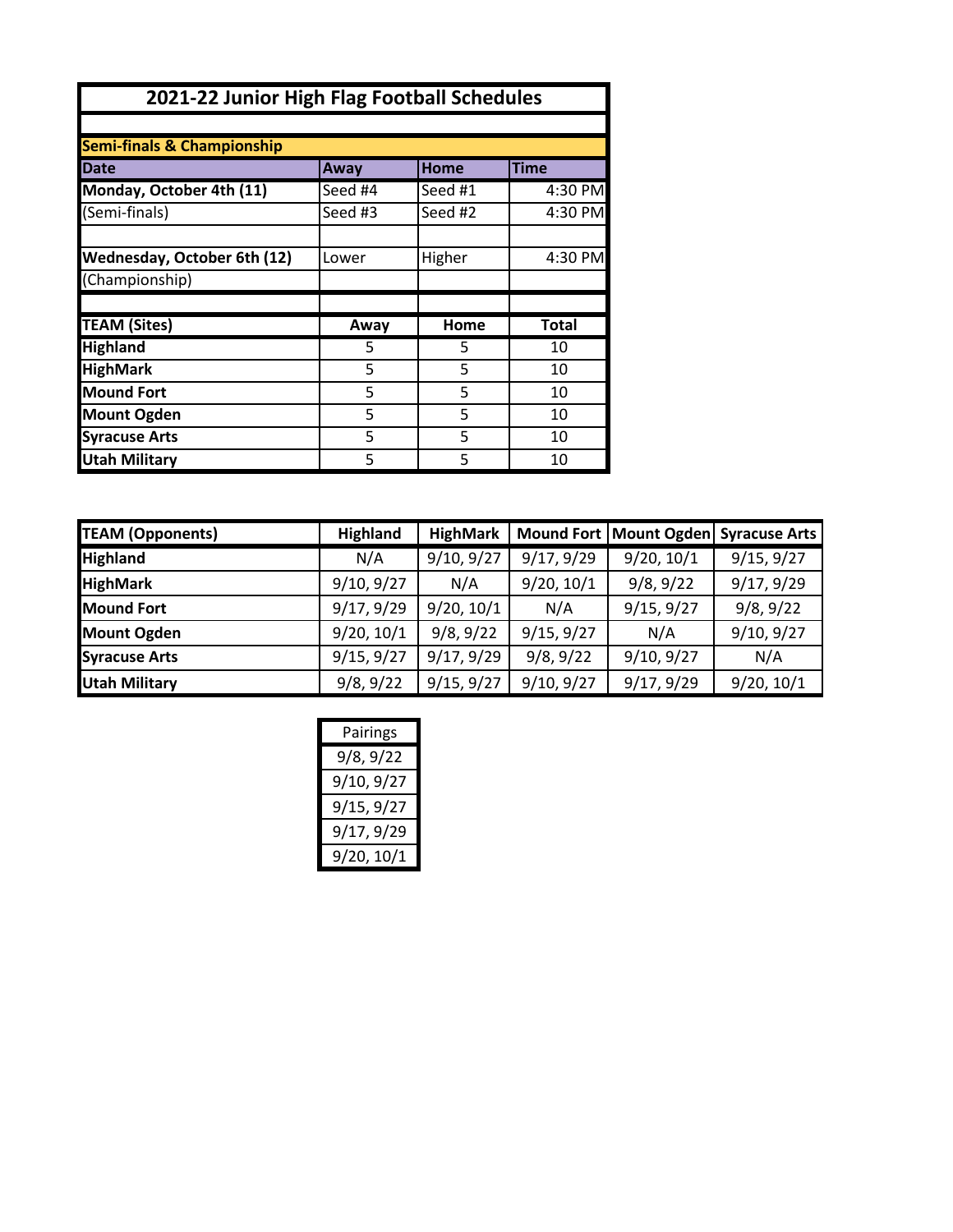# 2021-22 Junior High Flag Football Schedules

**Semi-finals & Championship**

| Date | Away | Home | Time |
|---|---|---|---|
| **Monday, October 4th (11)** | Seed #4 | Seed #1 | 4:30 PM |
| (Semi-finals) | Seed #3 | Seed #2 | 4:30 PM |
| | | | |
| **Wednesday, October 6th (12)** | Lower | Higher | 4:30 PM |
| (Championship) | | | |

| TEAM (Sites) | Away | Home | Total |
|---|---|---|---|
| **Highland** | 5 | 5 | 10 |
| **HighMark** | 5 | 5 | 10 |
| **Mound Fort** | 5 | 5 | 10 |
| **Mount Ogden** | 5 | 5 | 10 |
| **Syracuse Arts** | 5 | 5 | 10 |
| **Utah Military** | 5 | 5 | 10 |

| TEAM (Opponents) | Highland | HighMark | Mound Fort | Mount Ogden | Syracuse Arts |
|---|---|---|---|---|---|
| **Highland** | N/A | 9/10, 9/27 | 9/17, 9/29 | 9/20, 10/1 | 9/15, 9/27 |
| **HighMark** | 9/10, 9/27 | N/A | 9/20, 10/1 | 9/8, 9/22 | 9/17, 9/29 |
| **Mound Fort** | 9/17, 9/29 | 9/20, 10/1 | N/A | 9/15, 9/27 | 9/8, 9/22 |
| **Mount Ogden** | 9/20, 10/1 | 9/8, 9/22 | 9/15, 9/27 | N/A | 9/10, 9/27 |
| **Syracuse Arts** | 9/15, 9/27 | 9/17, 9/29 | 9/8, 9/22 | 9/10, 9/27 | N/A |
| **Utah Military** | 9/8, 9/22 | 9/15, 9/27 | 9/10, 9/27 | 9/17, 9/29 | 9/20, 10/1 |

| Pairings |
|---|
| 9/8, 9/22 |
| 9/10, 9/27 |
| 9/15, 9/27 |
| 9/17, 9/29 |
| 9/20, 10/1 |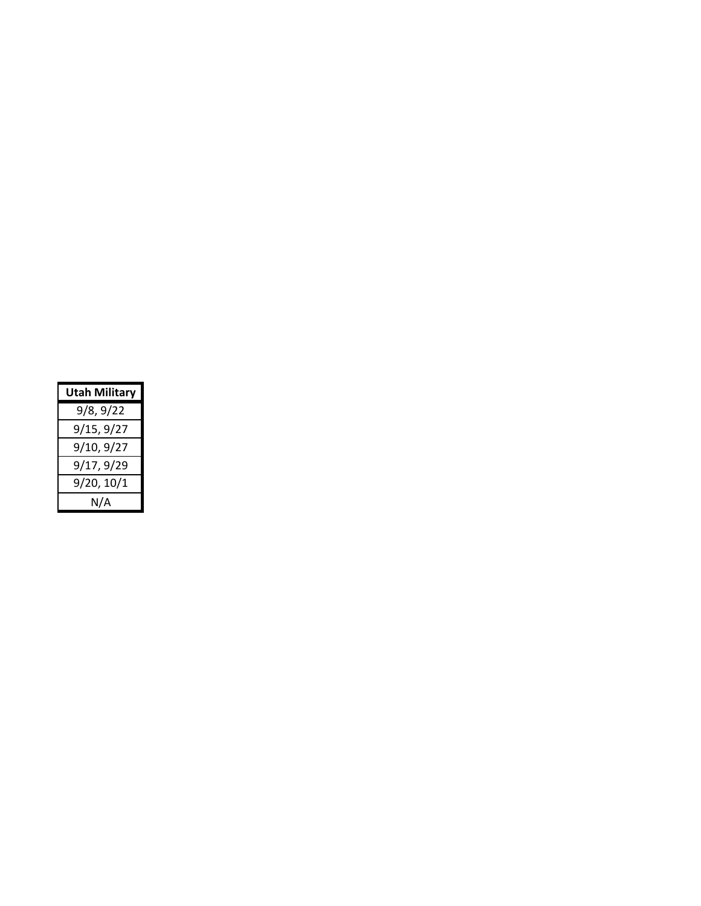| Utah Military |
| --- |
| 9/8, 9/22 |
| 9/15, 9/27 |
| 9/10, 9/27 |
| 9/17, 9/29 |
| 9/20, 10/1 |
| N/A |